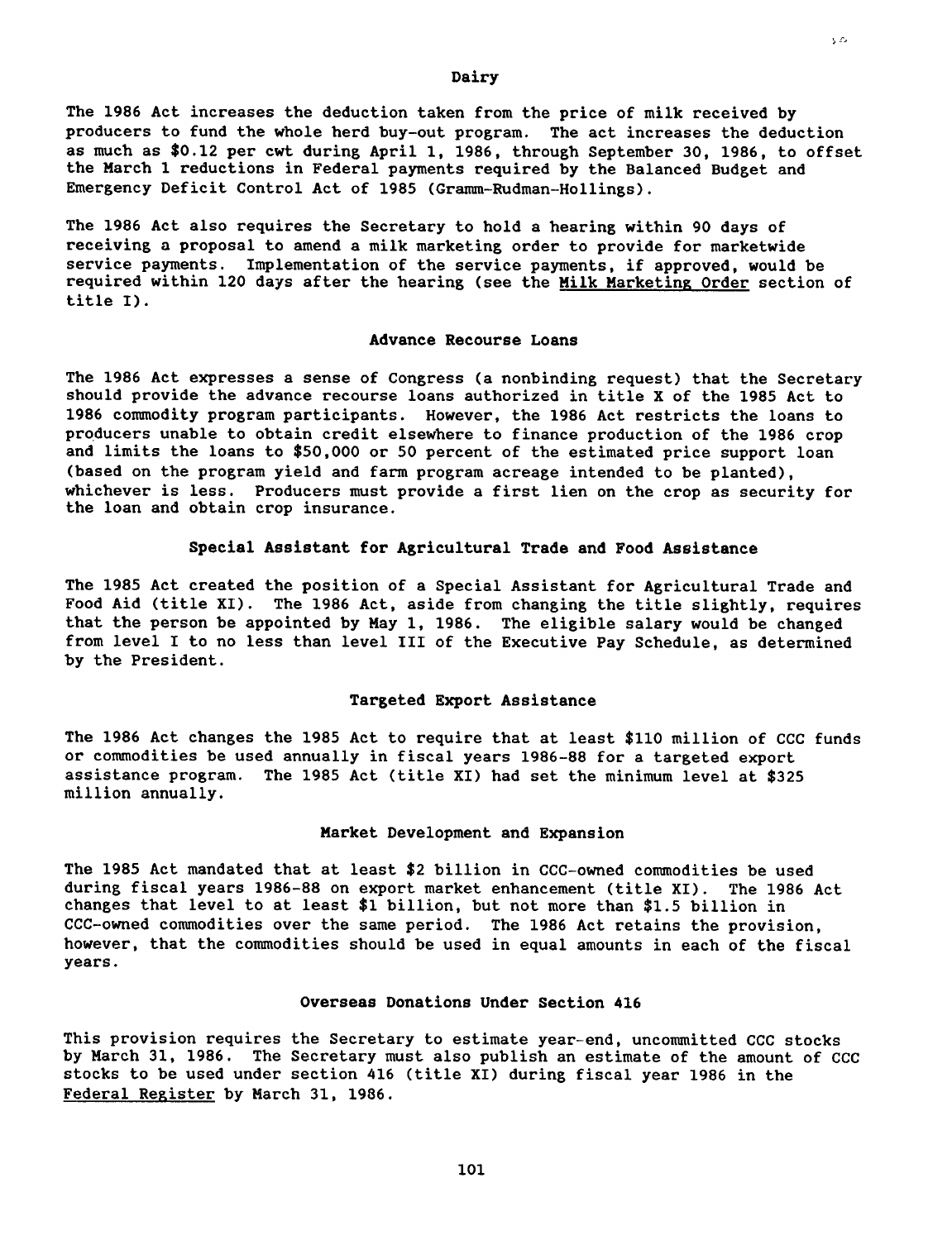## Dairy

The 1986 Act increases the deduction taken from the price of milk received by producers to fund the whole herd buy-out program. The act increases the deduction as much as $0.12 per cwt during April 1, 1986, through September 30, 1986, to offset the March 1 reductions in Federal payments required by the Balanced Budget and Emergency Deficit Control Act of 1985 (Gramm-Rudman-Hollings).

The 1986 Act also requires the Secretary to hold a hearing within 90 days of receiving a proposal to amend a milk marketing order to provide for marketwide service payments. Implementation of the service payments, if approved, would be required within 120 days after the hearing (see the Milk Marketing Order section of title I).

## Advance Recourse Loans

The 1986 Act expresses a sense of Congress (a nonbinding request) that the Secretary should provide the advance recourse loans authorized in title X of the 1985 Act to 1986 commodity program participants. However, the 1986 Act restricts the loans to producers unable to obtain credit elsewhere to finance production of the 1986 crop and limits the loans to $50,000 or 50 percent of the estimated price support loan (based on the program yield and farm program acreage intended to be planted), whichever is less. Producers must provide a first lien on the crop as security for the loan and obtain crop insurance.

## Special Assistant for Agricultural Trade and Food Assistance

The 1985 Act created the position of a Special Assistant for Agricultural Trade and Food Aid (title XI). The 1986 Act, aside from changing the title slightly, requires that the person be appointed by May 1, 1986. The eligible salary would be changed from level I to no less than level III of the Executive Pay Schedule, as determined by the President.

## Targeted Export Assistance

The 1986 Act changes the 1985 Act to require that at least $110 million of CCC funds or commodities be used annually in fiscal years 1986-88 for a targeted export assistance program. The 1985 Act (title XI) had set the minimum level at $325 million annually.

## Market Development and Expansion

The 1985 Act mandated that at least $2 billion in CCC-owned commodities be used during fiscal years 1986-88 on export market enhancement (title XI). The 1986 Act changes that level to at least $1 billion, but not more than $1.5 billion in CCC-owned commodities over the same period. The 1986 Act retains the provision, however, that the commodities should be used in equal amounts in each of the fiscal years.

## Overseas Donations Under Section 416

This provision requires the Secretary to estimate year-end, uncommitted CCC stocks by March 31, 1986. The Secretary must also publish an estimate of the amount of CCC stocks to be used under section 416 (title XI) during fiscal year 1986 in the Federal Register by March 31, 1986.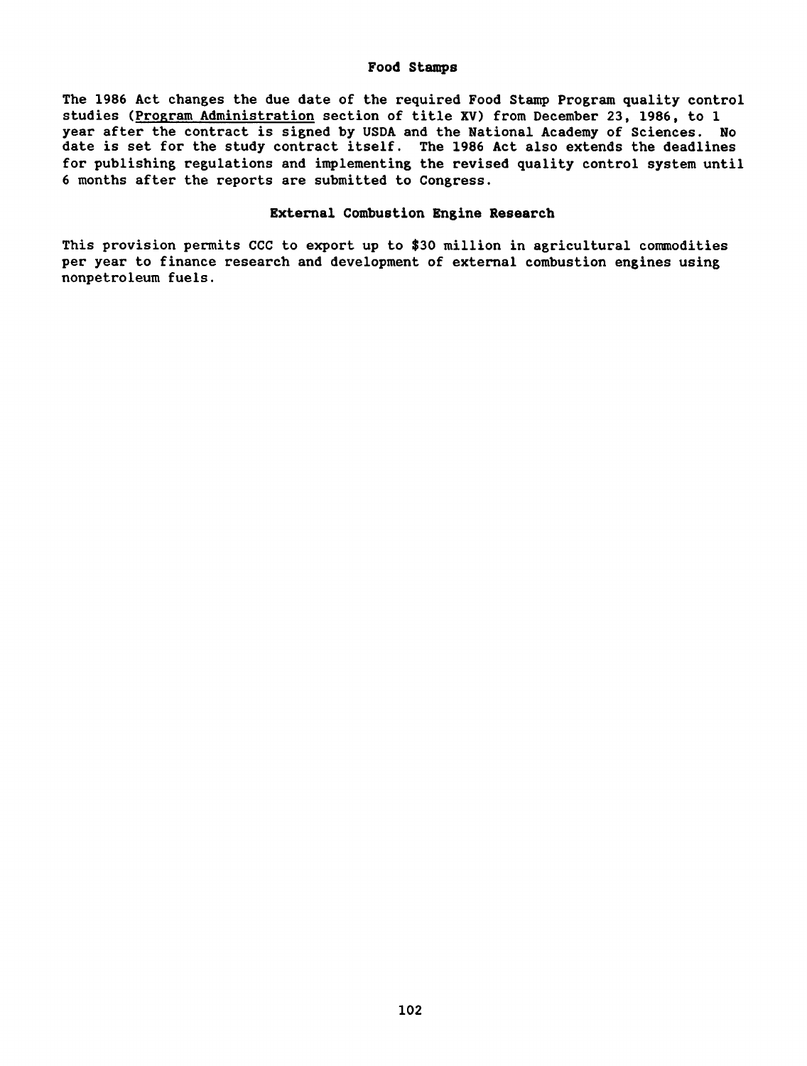### Food Stamps

The 1986 Act changes the due date of the required Food Stamp Program quality control studies (<u>Program Administration</u> section of title XV) from December 23, 1986, to 1 year after the contract is signed by USDA and the National Academy of Sciences. No date is set for the study contract itself. The 1986 Act also extends the deadlines for publishing regulations and implementing the revised quality control system until 6 months after the reports are submitted to Congress.

### External Combustion Engine Research

This provision permits CCC to export up to $30 million in agricultural commodities per year to finance research and development of external combustion engines using nonpetroleum fuels.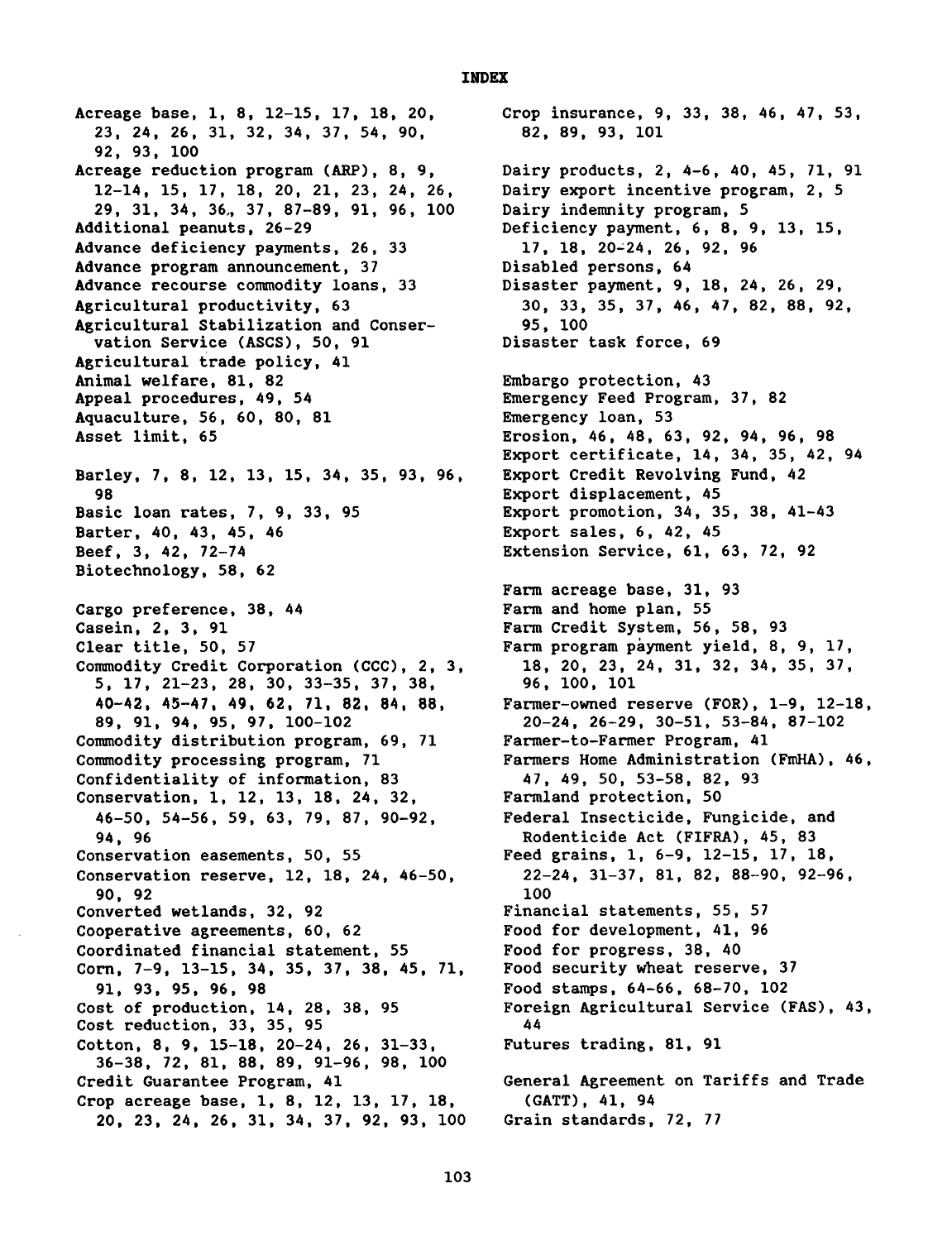# INDEX

Acreage base, 1, 8, 12-15, 17, 18, 20, 23, 24, 26, 31, 32, 34, 37, 54, 90, 92, 93, 100
Acreage reduction program (ARP), 8, 9, 12-14, 15, 17, 18, 20, 21, 23, 24, 26, 29, 31, 34, 36, 37, 87-89, 91, 96, 100
Additional peanuts, 26-29
Advance deficiency payments, 26, 33
Advance program announcement, 37
Advance recourse commodity loans, 33
Agricultural productivity, 63
Agricultural Stabilization and Conservation Service (ASCS), 50, 91
Agricultural trade policy, 41
Animal welfare, 81, 82
Appeal procedures, 49, 54
Aquaculture, 56, 60, 80, 81
Asset limit, 65

Barley, 7, 8, 12, 13, 15, 34, 35, 93, 96, 98
Basic loan rates, 7, 9, 33, 95
Barter, 40, 43, 45, 46
Beef, 3, 42, 72-74
Biotechnology, 58, 62

Cargo preference, 38, 44
Casein, 2, 3, 91
Clear title, 50, 57
Commodity Credit Corporation (CCC), 2, 3, 5, 17, 21-23, 28, 30, 33-35, 37, 38, 40-42, 45-47, 49, 62, 71, 82, 84, 88, 89, 91, 94, 95, 97, 100-102
Commodity distribution program, 69, 71
Commodity processing program, 71
Confidentiality of information, 83
Conservation, 1, 12, 13, 18, 24, 32, 46-50, 54-56, 59, 63, 79, 87, 90-92, 94, 96
Conservation easements, 50, 55
Conservation reserve, 12, 18, 24, 46-50, 90, 92
Converted wetlands, 32, 92
Cooperative agreements, 60, 62
Coordinated financial statement, 55
Corn, 7-9, 13-15, 34, 35, 37, 38, 45, 71, 91, 93, 95, 96, 98
Cost of production, 14, 28, 38, 95
Cost reduction, 33, 35, 95
Cotton, 8, 9, 15-18, 20-24, 26, 31-33, 36-38, 72, 81, 88, 89, 91-96, 98, 100
Credit Guarantee Program, 41
Crop acreage base, 1, 8, 12, 13, 17, 18, 20, 23, 24, 26, 31, 34, 37, 92, 93, 100
Crop insurance, 9, 33, 38, 46, 47, 53, 82, 89, 93, 101

Dairy products, 2, 4-6, 40, 45, 71, 91
Dairy export incentive program, 2, 5
Dairy indemnity program, 5
Deficiency payment, 6, 8, 9, 13, 15, 17, 18, 20-24, 26, 92, 96
Disabled persons, 64
Disaster payment, 9, 18, 24, 26, 29, 30, 33, 35, 37, 46, 47, 82, 88, 92, 95, 100
Disaster task force, 69

Embargo protection, 43
Emergency Feed Program, 37, 82
Emergency loan, 53
Erosion, 46, 48, 63, 92, 94, 96, 98
Export certificate, 14, 34, 35, 42, 94
Export Credit Revolving Fund, 42
Export displacement, 45
Export promotion, 34, 35, 38, 41-43
Export sales, 6, 42, 45
Extension Service, 61, 63, 72, 92

Farm acreage base, 31, 93
Farm and home plan, 55
Farm Credit System, 56, 58, 93
Farm program payment yield, 8, 9, 17, 18, 20, 23, 24, 31, 32, 34, 35, 37, 96, 100, 101
Farmer-owned reserve (FOR), 1-9, 12-18, 20-24, 26-29, 30-51, 53-84, 87-102
Farmer-to-Farmer Program, 41
Farmers Home Administration (FmHA), 46, 47, 49, 50, 53-58, 82, 93
Farmland protection, 50
Federal Insecticide, Fungicide, and Rodenticide Act (FIFRA), 45, 83
Feed grains, 1, 6-9, 12-15, 17, 18, 22-24, 31-37, 81, 82, 88-90, 92-96, 100
Financial statements, 55, 57
Food for development, 41, 96
Food for progress, 38, 40
Food security wheat reserve, 37
Food stamps, 64-66, 68-70, 102
Foreign Agricultural Service (FAS), 43, 44
Futures trading, 81, 91

General Agreement on Tariffs and Trade (GATT), 41, 94
Grain standards, 72, 77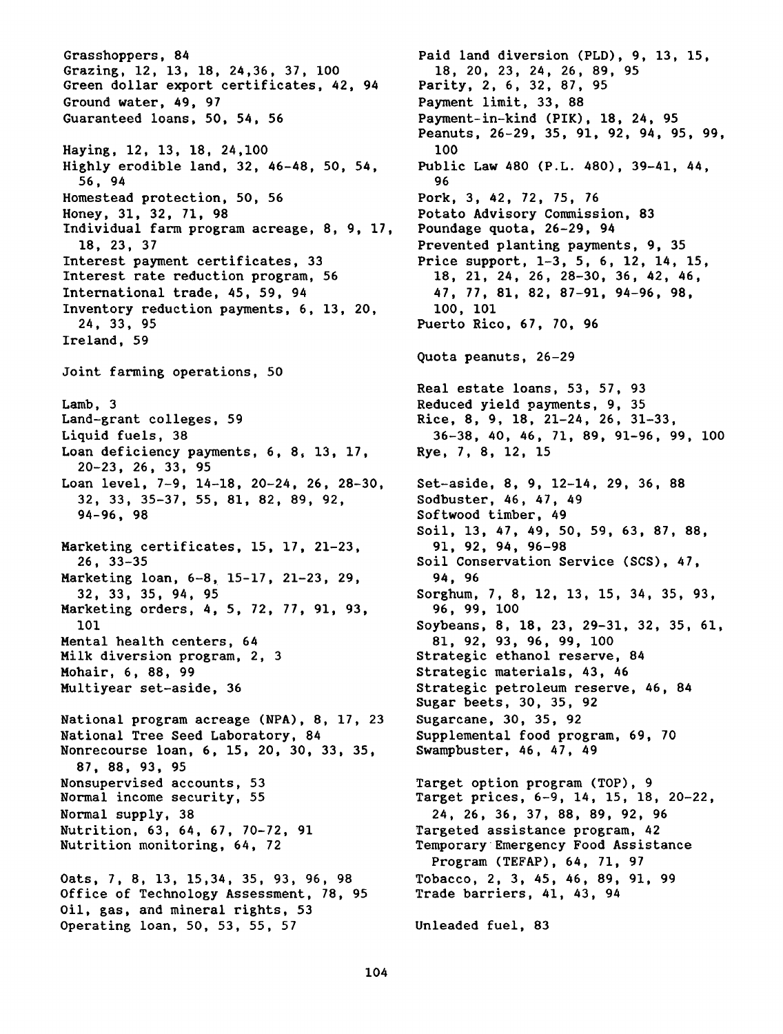Grasshoppers, 84
Grazing, 12, 13, 18, 24,36, 37, 100
Green dollar export certificates, 42, 94
Ground water, 49, 97
Guaranteed loans, 50, 54, 56

Haying, 12, 13, 18, 24,100
Highly erodible land, 32, 46-48, 50, 54, 56, 94
Homestead protection, 50, 56
Honey, 31, 32, 71, 98
Individual farm program acreage, 8, 9, 17, 18, 23, 37
Interest payment certificates, 33
Interest rate reduction program, 56
International trade, 45, 59, 94
Inventory reduction payments, 6, 13, 20, 24, 33, 95
Ireland, 59

Joint farming operations, 50

Lamb, 3
Land-grant colleges, 59
Liquid fuels, 38
Loan deficiency payments, 6, 8, 13, 17, 20-23, 26, 33, 95
Loan level, 7-9, 14-18, 20-24, 26, 28-30, 32, 33, 35-37, 55, 81, 82, 89, 92, 94-96, 98

Marketing certificates, 15, 17, 21-23, 26, 33-35
Marketing loan, 6-8, 15-17, 21-23, 29, 32, 33, 35, 94, 95
Marketing orders, 4, 5, 72, 77, 91, 93, 101
Mental health centers, 64
Milk diversion program, 2, 3
Mohair, 6, 88, 99
Multiyear set-aside, 36

National program acreage (NPA), 8, 17, 23
National Tree Seed Laboratory, 84
Nonrecourse loan, 6, 15, 20, 30, 33, 35, 87, 88, 93, 95
Nonsupervised accounts, 53
Normal income security, 55
Normal supply, 38
Nutrition, 63, 64, 67, 70-72, 91
Nutrition monitoring, 64, 72

Oats, 7, 8, 13, 15,34, 35, 93, 96, 98
Office of Technology Assessment, 78, 95
Oil, gas, and mineral rights, 53
Operating loan, 50, 53, 55, 57

Paid land diversion (PLD), 9, 13, 15, 18, 20, 23, 24, 26, 89, 95
Parity, 2, 6, 32, 87, 95
Payment limit, 33, 88
Payment-in-kind (PIK), 18, 24, 95
Peanuts, 26-29, 35, 91, 92, 94, 95, 99, 100
Public Law 480 (P.L. 480), 39-41, 44, 96
Pork, 3, 42, 72, 75, 76
Potato Advisory Commission, 83
Poundage quota, 26-29, 94
Prevented planting payments, 9, 35
Price support, 1-3, 5, 6, 12, 14, 15, 18, 21, 24, 26, 28-30, 36, 42, 46, 47, 77, 81, 82, 87-91, 94-96, 98, 100, 101
Puerto Rico, 67, 70, 96

Quota peanuts, 26-29

Real estate loans, 53, 57, 93
Reduced yield payments, 9, 35
Rice, 8, 9, 18, 21-24, 26, 31-33, 36-38, 40, 46, 71, 89, 91-96, 99, 100
Rye, 7, 8, 12, 15

Set-aside, 8, 9, 12-14, 29, 36, 88
Sodbuster, 46, 47, 49
Softwood timber, 49
Soil, 13, 47, 49, 50, 59, 63, 87, 88, 91, 92, 94, 96-98
Soil Conservation Service (SCS), 47, 94, 96
Sorghum, 7, 8, 12, 13, 15, 34, 35, 93, 96, 99, 100
Soybeans, 8, 18, 23, 29-31, 32, 35, 61, 81, 92, 93, 96, 99, 100
Strategic ethanol reserve, 84
Strategic materials, 43, 46
Strategic petroleum reserve, 46, 84
Sugar beets, 30, 35, 92
Sugarcane, 30, 35, 92
Supplemental food program, 69, 70
Swampbuster, 46, 47, 49

Target option program (TOP), 9
Target prices, 6-9, 14, 15, 18, 20-22, 24, 26, 36, 37, 88, 89, 92, 96
Targeted assistance program, 42
Temporary Emergency Food Assistance Program (TEFAP), 64, 71, 97
Tobacco, 2, 3, 45, 46, 89, 91, 99
Trade barriers, 41, 43, 94

Unleaded fuel, 83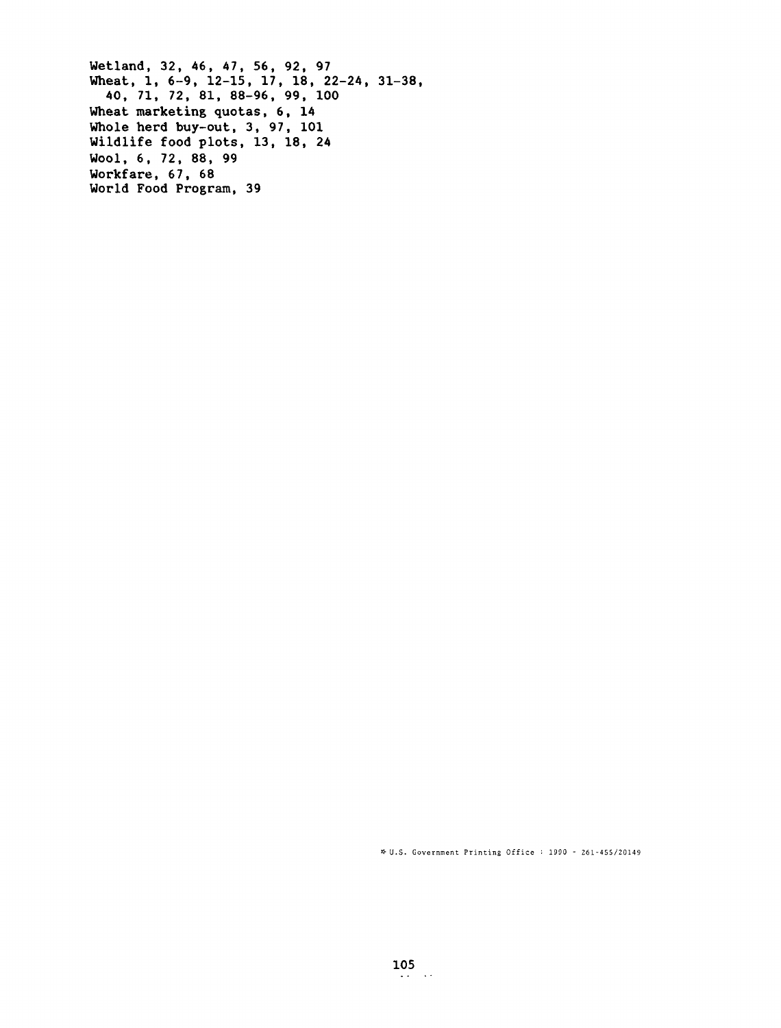Wetland, 32, 46, 47, 56, 92, 97
Wheat, 1, 6-9, 12-15, 17, 18, 22-24, 31-38, 40, 71, 72, 81, 88-96, 99, 100
Wheat marketing quotas, 6, 14
Whole herd buy-out, 3, 97, 101
Wildlife food plots, 13, 18, 24
Wool, 6, 72, 88, 99
Workfare, 67, 68
World Food Program, 39

☆ U.S. Government Printing Office : 1990 - 261-455/20149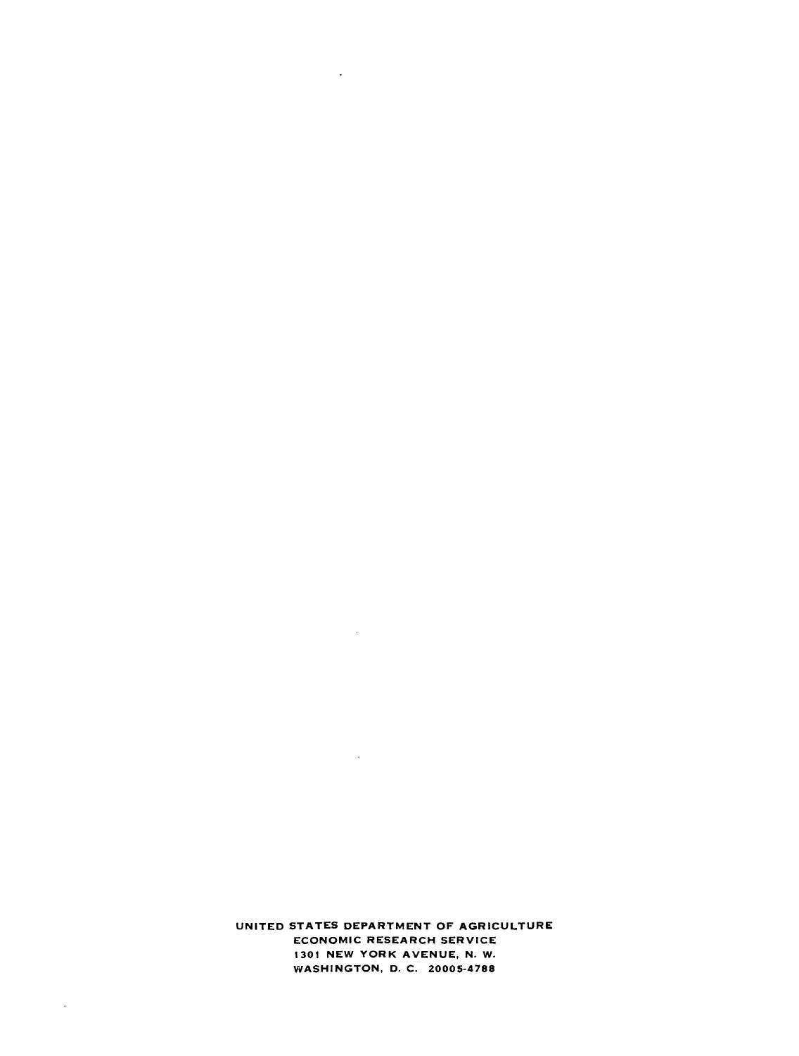UNITED STATES DEPARTMENT OF AGRICULTURE
ECONOMIC RESEARCH SERVICE
1301 NEW YORK AVENUE, N. W.
WASHINGTON, D. C. 20005-4788